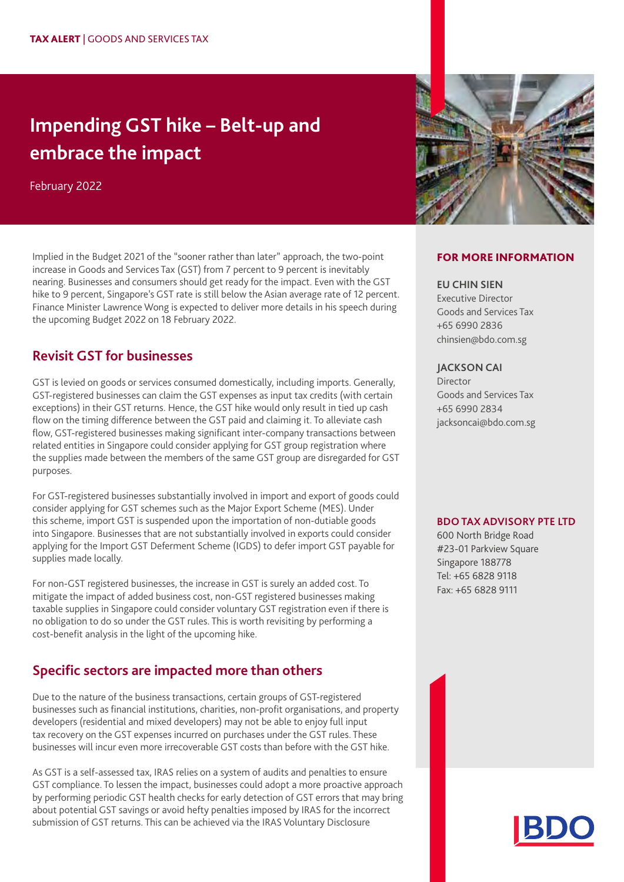**TAX ALERT** | GOODS AND SERVICES TAX

# Impending GST hike – Belt-up and embrace the impact

February 2022

Implied in the Budget 2021 of the "sooner rather than later" approach, the two-point increase in Goods and Services Tax (GST) from 7 percent to 9 percent is inevitably nearing. Businesses and consumers should get ready for the impact. Even with the GST hike to 9 percent, Singapore's GST rate is still below the Asian average rate of 12 percent. Finance Minister Lawrence Wong is expected to deliver more details in his speech during the upcoming Budget 2022 on 18 February 2022.

## Revisit GST for businesses

GST is levied on goods or services consumed domestically, including imports. Generally, GST-registered businesses can claim the GST expenses as input tax credits (with certain exceptions) in their GST returns. Hence, the GST hike would only result in tied up cash flow on the timing difference between the GST paid and claiming it. To alleviate cash flow, GST-registered businesses making significant inter-company transactions between related entities in Singapore could consider applying for GST group registration where the supplies made between the members of the same GST group are disregarded for GST purposes.

For GST-registered businesses substantially involved in import and export of goods could consider applying for GST schemes such as the Major Export Scheme (MES). Under this scheme, import GST is suspended upon the importation of non-dutiable goods into Singapore. Businesses that are not substantially involved in exports could consider applying for the Import GST Deferment Scheme (IGDS) to defer import GST payable for supplies made locally.

For non-GST registered businesses, the increase in GST is surely an added cost. To mitigate the impact of added business cost, non-GST registered businesses making taxable supplies in Singapore could consider voluntary GST registration even if there is no obligation to do so under the GST rules. This is worth revisiting by performing a cost-benefit analysis in the light of the upcoming hike.

## Specific sectors are impacted more than others

Due to the nature of the business transactions, certain groups of GST-registered businesses such as financial institutions, charities, non-profit organisations, and property developers (residential and mixed developers) may not be able to enjoy full input tax recovery on the GST expenses incurred on purchases under the GST rules. These businesses will incur even more irrecoverable GST costs than before with the GST hike.

As GST is a self-assessed tax, IRAS relies on a system of audits and penalties to ensure GST compliance. To lessen the impact, businesses could adopt a more proactive approach by performing periodic GST health checks for early detection of GST errors that may bring about potential GST savings or avoid hefty penalties imposed by IRAS for the incorrect submission of GST returns. This can be achieved via the IRAS Voluntary Disclosure

## FOR MORE INFORMATION

**EU CHIN SIEN**
Executive Director
Goods and Services Tax
+65 6990 2836
chinsien@bdo.com.sg

**JACKSON CAI**
Director
Goods and Services Tax
+65 6990 2834
jacksoncai@bdo.com.sg

**BDO TAX ADVISORY PTE LTD**
600 North Bridge Road
#23-01 Parkview Square
Singapore 188778
Tel: +65 6828 9118
Fax: +65 6828 9111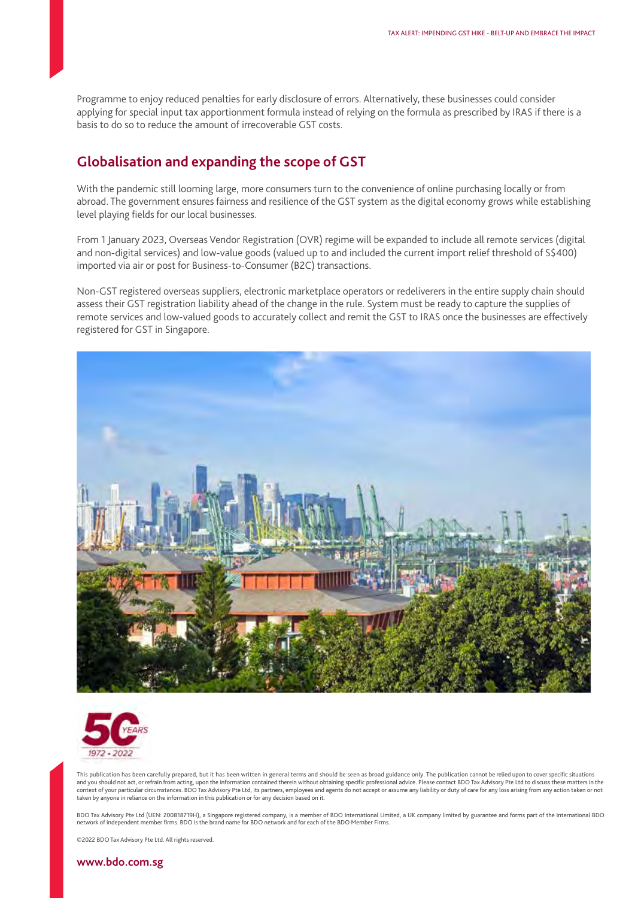Programme to enjoy reduced penalties for early disclosure of errors. Alternatively, these businesses could consider applying for special input tax apportionment formula instead of relying on the formula as prescribed by IRAS if there is a basis to do so to reduce the amount of irrecoverable GST costs.

## Globalisation and expanding the scope of GST

With the pandemic still looming large, more consumers turn to the convenience of online purchasing locally or from abroad. The government ensures fairness and resilience of the GST system as the digital economy grows while establishing level playing fields for our local businesses.

From 1 January 2023, Overseas Vendor Registration (OVR) regime will be expanded to include all remote services (digital and non-digital services) and low-value goods (valued up to and included the current import relief threshold of S$400) imported via air or post for Business-to-Consumer (B2C) transactions.

Non-GST registered overseas suppliers, electronic marketplace operators or redeliverers in the entire supply chain should assess their GST registration liability ahead of the change in the rule. System must be ready to capture the supplies of remote services and low-valued goods to accurately collect and remit the GST to IRAS once the businesses are effectively registered for GST in Singapore.

This publication has been carefully prepared, but it has been written in general terms and should be seen as broad guidance only. The publication cannot be relied upon to cover specific situations and you should not act, or refrain from acting, upon the information contained therein without obtaining specific professional advice. Please contact BDO Tax Advisory Pte Ltd to discuss these matters in the context of your particular circumstances. BDO Tax Advisory Pte Ltd, its partners, employees and agents do not accept or assume any liability or duty of care for any loss arising from any action taken or not taken by anyone in reliance on the information in this publication or for any decision based on it.

BDO Tax Advisory Pte Ltd (UEN: 200818719H), a Singapore registered company, is a member of BDO International Limited, a UK company limited by guarantee and forms part of the international BDO network of independent member firms. BDO is the brand name for BDO network and for each of the BDO Member Firms.

©2022 BDO Tax Advisory Pte Ltd. All rights reserved.

**www.bdo.com.sg**